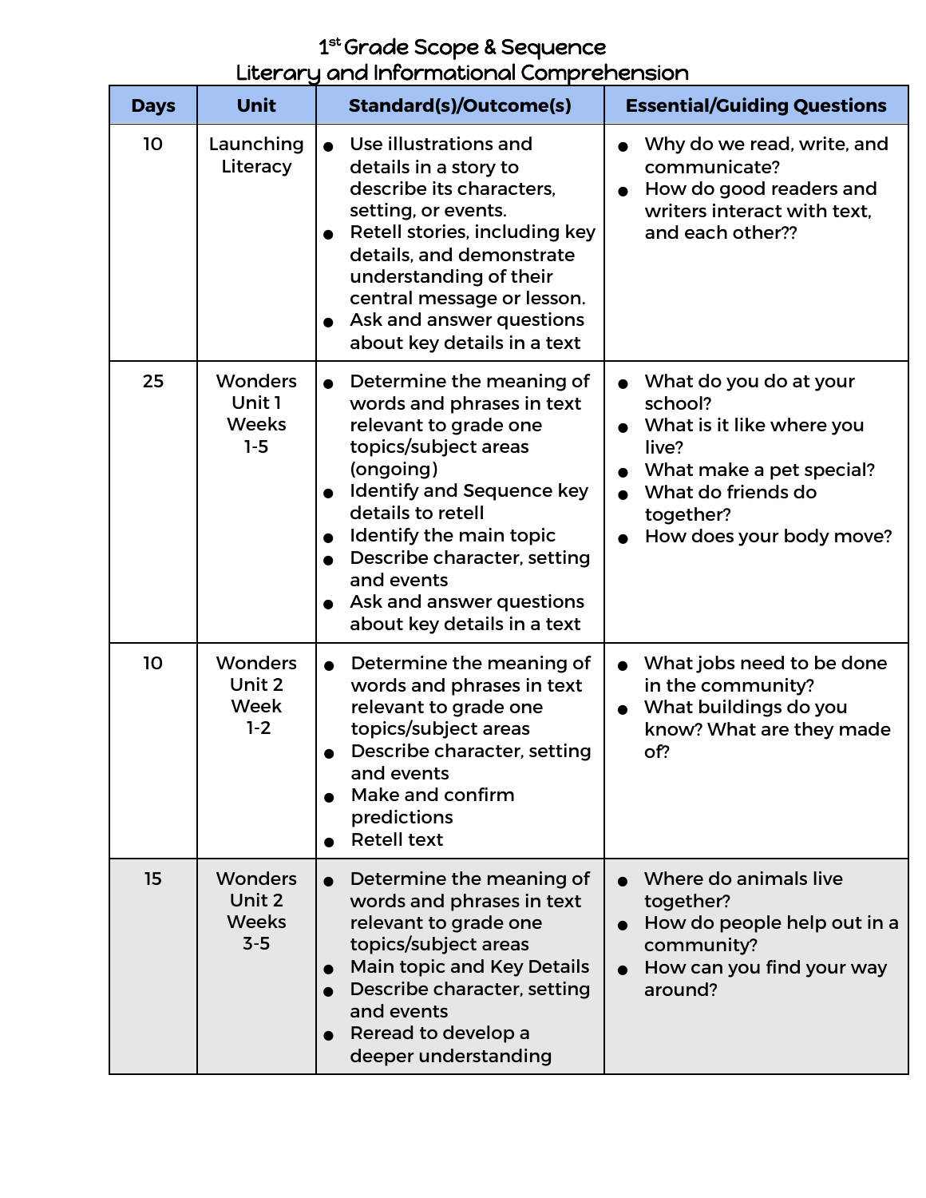# 1st Grade Scope & Sequence
## Literary and Informational Comprehension

| Days | Unit | Standard(s)/Outcome(s) | Essential/Guiding Questions |
|---|---|---|---|
| 10 | Launching Literacy | • Use illustrations and details in a story to describe its characters, setting, or events.<br>• Retell stories, including key details, and demonstrate understanding of their central message or lesson.<br>• Ask and answer questions about key details in a text | • Why do we read, write, and communicate?<br>• How do good readers and writers interact with text, and each other?? |
| 25 | Wonders Unit 1 Weeks 1-5 | • Determine the meaning of words and phrases in text relevant to grade one topics/subject areas (ongoing)<br>• Identify and Sequence key details to retell<br>• Identify the main topic<br>• Describe character, setting and events<br>• Ask and answer questions about key details in a text | • What do you do at your school?<br>• What is it like where you live?<br>• What make a pet special?<br>• What do friends do together?<br>• How does your body move? |
| 10 | Wonders Unit 2 Week 1-2 | • Determine the meaning of words and phrases in text relevant to grade one topics/subject areas<br>• Describe character, setting and events<br>• Make and confirm predictions<br>• Retell text | • What jobs need to be done in the community?<br>• What buildings do you know? What are they made of? |
| 15 | Wonders Unit 2 Weeks 3-5 | • Determine the meaning of words and phrases in text relevant to grade one topics/subject areas<br>• Main topic and Key Details<br>• Describe character, setting and events<br>• Reread to develop a deeper understanding | • Where do animals live together?<br>• How do people help out in a community?<br>• How can you find your way around? |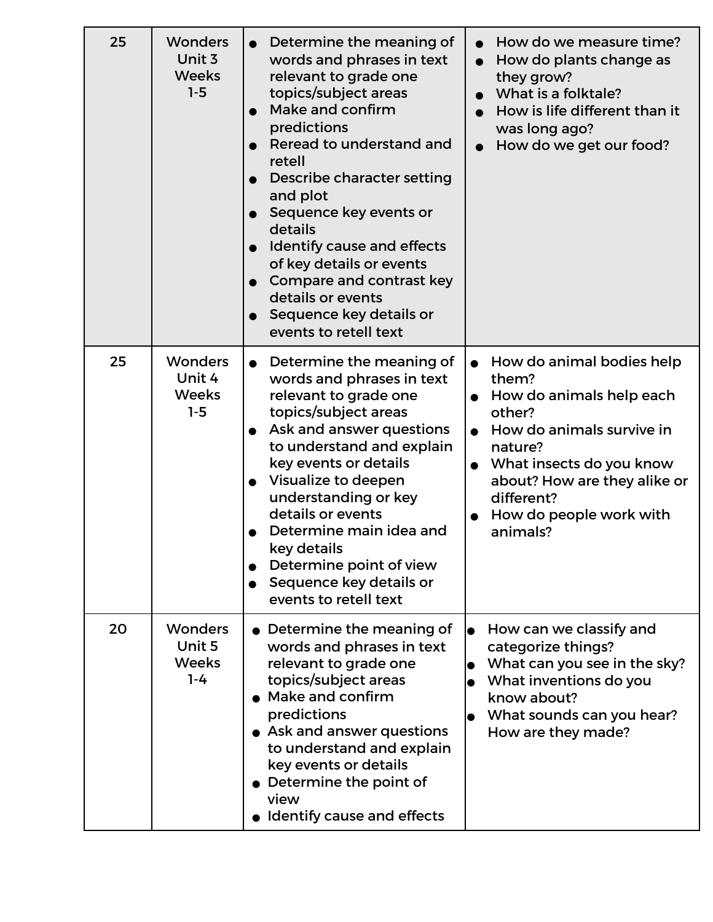| | | | |
|---|---|---|---|
| 25 | Wonders Unit 3 Weeks 1-5 | • Determine the meaning of words and phrases in text relevant to grade one topics/subject areas<br>• Make and confirm predictions<br>• Reread to understand and retell<br>• Describe character setting and plot<br>• Sequence key events or details<br>• Identify cause and effects of key details or events<br>• Compare and contrast key details or events<br>• Sequence key details or events to retell text | • How do we measure time?<br>• How do plants change as they grow?<br>• What is a folktale?<br>• How is life different than it was long ago?<br>• How do we get our food? |
| 25 | Wonders Unit 4 Weeks 1-5 | • Determine the meaning of words and phrases in text relevant to grade one topics/subject areas<br>• Ask and answer questions to understand and explain key events or details<br>• Visualize to deepen understanding or key details or events<br>• Determine main idea and key details<br>• Determine point of view<br>• Sequence key details or events to retell text | • How do animal bodies help them?<br>• How do animals help each other?<br>• How do animals survive in nature?<br>• What insects do you know about? How are they alike or different?<br>• How do people work with animals? |
| 20 | Wonders Unit 5 Weeks 1-4 | • Determine the meaning of words and phrases in text relevant to grade one topics/subject areas<br>• Make and confirm predictions<br>• Ask and answer questions to understand and explain key events or details<br>• Determine the point of view<br>• Identify cause and effects | • How can we classify and categorize things?<br>• What can you see in the sky?<br>• What inventions do you know about?<br>• What sounds can you hear? How are they made? |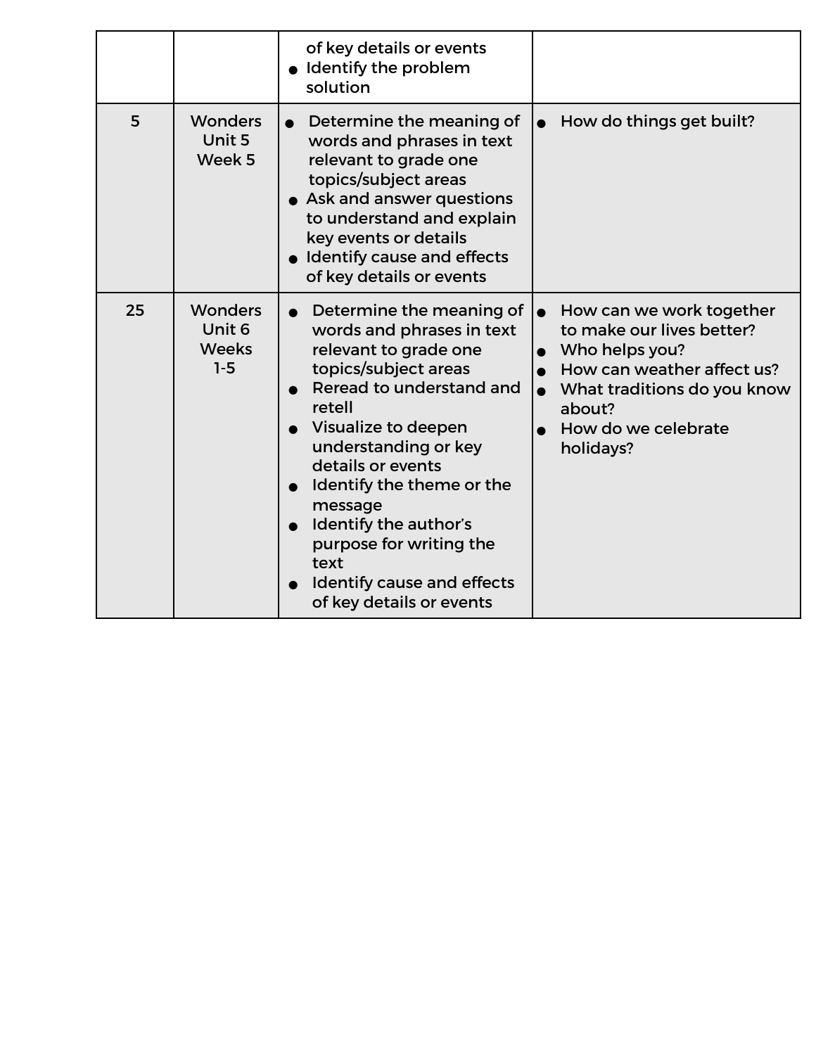| | | | |
|---|---|---|---|
| | | of key details or events<br>• Identify the problem solution | |
| 5 | Wonders Unit 5 Week 5 | • Determine the meaning of words and phrases in text relevant to grade one topics/subject areas<br>• Ask and answer questions to understand and explain key events or details<br>• Identify cause and effects of key details or events | • How do things get built? |
| 25 | Wonders Unit 6 Weeks 1-5 | • Determine the meaning of words and phrases in text relevant to grade one topics/subject areas<br>• Reread to understand and retell<br>• Visualize to deepen understanding or key details or events<br>• Identify the theme or the message<br>• Identify the author's purpose for writing the text<br>• Identify cause and effects of key details or events | • How can we work together to make our lives better?<br>• Who helps you?<br>• How can weather affect us?<br>• What traditions do you know about?<br>• How do we celebrate holidays? |